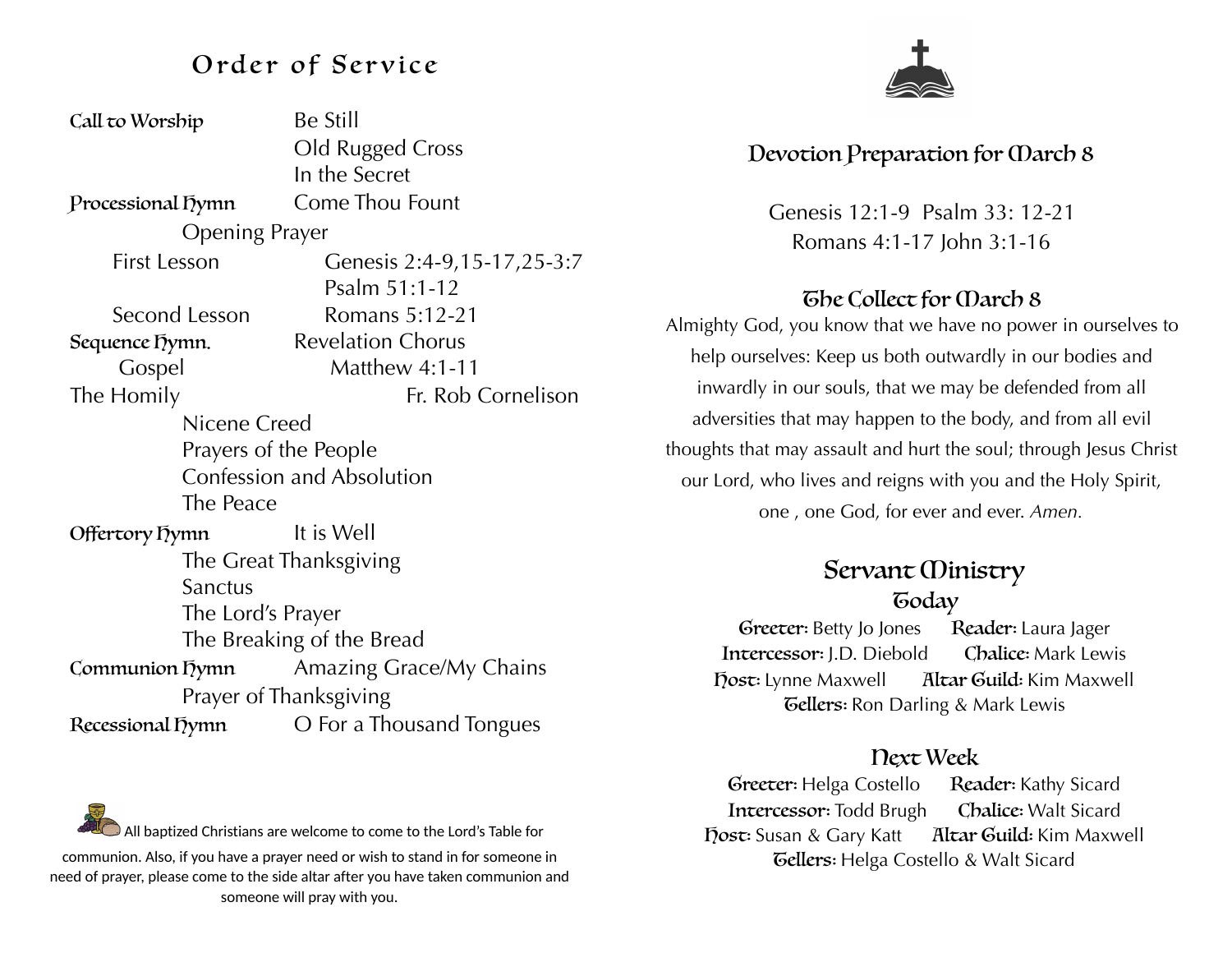# Order of Service

**Call to Worship** Be Still
Old Rugged Cross
In the Secret

**Processional Hymn** Come Thou Fount

Opening Prayer

First Lesson Genesis 2:4-9,15-17,25-3:7
Psalm 51:1-12

Second Lesson Romans 5:12-21

**Sequence Hymn.** Revelation Chorus

Gospel Matthew 4:1-11

The Homily Fr. Rob Cornelison

Nicene Creed
Prayers of the People
Confession and Absolution
The Peace

**Offertory Hymn** It is Well

The Great Thanksgiving
Sanctus
The Lord's Prayer
The Breaking of the Bread

**Communion Hymn** Amazing Grace/My Chains

Prayer of Thanksgiving

**Recessional Hymn** O For a Thousand Tongues

All baptized Christians are welcome to come to the Lord's Table for communion. Also, if you have a prayer need or wish to stand in for someone in need of prayer, please come to the side altar after you have taken communion and someone will pray with you.

## Devotion Preparation for March 8

Genesis 12:1-9 Psalm 33: 12-21
Romans 4:1-17 John 3:1-16

## The Collect for March 8

Almighty God, you know that we have no power in ourselves to help ourselves: Keep us both outwardly in our bodies and inwardly in our souls, that we may be defended from all adversities that may happen to the body, and from all evil thoughts that may assault and hurt the soul; through Jesus Christ our Lord, who lives and reigns with you and the Holy Spirit, one , one God, for ever and ever. *Amen.*

## Servant Ministry

### Today

**Greeter:** Betty Jo Jones **Reader:** Laura Jager
**Intercessor:** J.D. Diebold **Chalice:** Mark Lewis
**Host:** Lynne Maxwell **Altar Guild:** Kim Maxwell
**Tellers:** Ron Darling & Mark Lewis

### Next Week

**Greeter:** Helga Costello **Reader:** Kathy Sicard
**Intercessor:** Todd Brugh **Chalice:** Walt Sicard
**Host:** Susan & Gary Katt **Altar Guild:** Kim Maxwell
**Tellers:** Helga Costello & Walt Sicard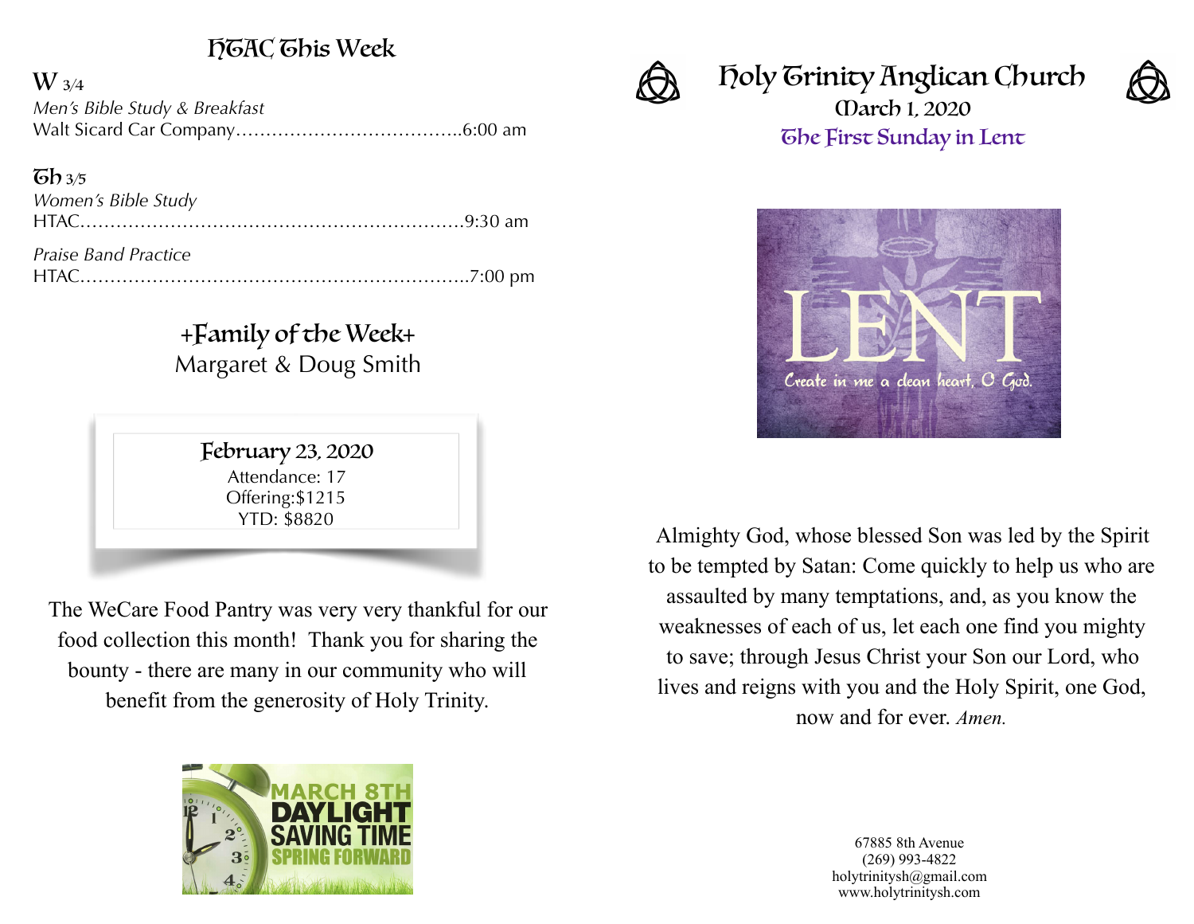## HTAC This Week

**W** 3/4

*Men's Bible Study & Breakfast*

Walt Sicard Car Company……………………………….6:00 am

**Th** 3/5

*Women's Bible Study*

HTAC……………………………………………………9:30 am

*Praise Band Practice*

HTAC……………………………………………………..7:00 pm

### +Family of the Week+

Margaret & Doug Smith

**February 23, 2020**

Attendance: 17

Offering:$1215

YTD: $8820

The WeCare Food Pantry was very very thankful for our food collection this month! Thank you for sharing the bounty - there are many in our community who will benefit from the generosity of Holy Trinity.

MARCH 8TH DAYLIGHT SAVING TIME SPRING FORWARD

# Holy Trinity Anglican Church

March 1, 2020

The First Sunday in Lent

LENT

Create in me a clean heart, O God.

Almighty God, whose blessed Son was led by the Spirit to be tempted by Satan: Come quickly to help us who are assaulted by many temptations, and, as you know the weaknesses of each of us, let each one find you mighty to save; through Jesus Christ your Son our Lord, who lives and reigns with you and the Holy Spirit, one God, now and for ever. *Amen.*

67885 8th Avenue
(269) 993-4822
holytrinitysh@gmail.com
www.holytrinitysh.com